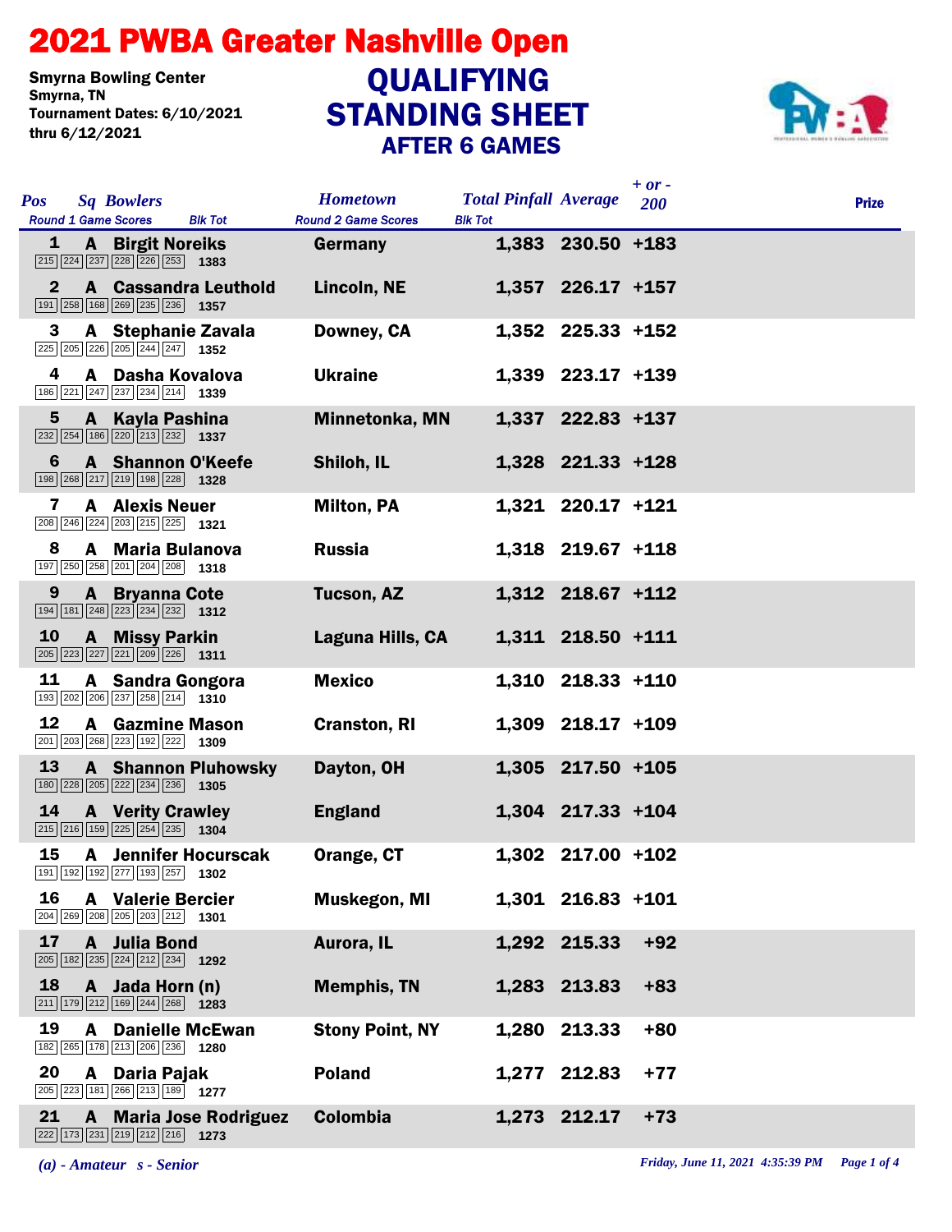# 2021 PWBA Greater Nashville Open

Smyrna Bowling Center
Smyrna, TN
Tournament Dates: 6/10/2021
thru 6/12/2021

## QUALIFYING STANDING SHEET
### AFTER 6 GAMES

| Pos | Sq | Bowlers | Round 1 Game Scores | Blk Tot | Hometown | Total Pinfall | Average | + or - 200 | Prize |
|---|---|---|---|---|---|---|---|---|---|
| 1 | A | Birgit Noreiks | 215 224 237 228 226 253 | 1383 | Germany | 1,383 | 230.50 | +183 | |
| 2 | A | Cassandra Leuthold | 191 258 168 269 235 236 | 1357 | Lincoln, NE | 1,357 | 226.17 | +157 | |
| 3 | A | Stephanie Zavala | 225 205 226 205 244 247 | 1352 | Downey, CA | 1,352 | 225.33 | +152 | |
| 4 | A | Dasha Kovalova | 186 221 247 237 234 214 | 1339 | Ukraine | 1,339 | 223.17 | +139 | |
| 5 | A | Kayla Pashina | 232 254 186 220 213 232 | 1337 | Minnetonka, MN | 1,337 | 222.83 | +137 | |
| 6 | A | Shannon O'Keefe | 198 268 217 219 198 228 | 1328 | Shiloh, IL | 1,328 | 221.33 | +128 | |
| 7 | A | Alexis Neuer | 208 246 224 203 215 225 | 1321 | Milton, PA | 1,321 | 220.17 | +121 | |
| 8 | A | Maria Bulanova | 197 250 258 201 204 208 | 1318 | Russia | 1,318 | 219.67 | +118 | |
| 9 | A | Bryanna Cote | 194 181 248 223 234 232 | 1312 | Tucson, AZ | 1,312 | 218.67 | +112 | |
| 10 | A | Missy Parkin | 205 223 227 221 209 226 | 1311 | Laguna Hills, CA | 1,311 | 218.50 | +111 | |
| 11 | A | Sandra Gongora | 193 202 206 237 258 214 | 1310 | Mexico | 1,310 | 218.33 | +110 | |
| 12 | A | Gazmine Mason | 201 203 268 223 192 222 | 1309 | Cranston, RI | 1,309 | 218.17 | +109 | |
| 13 | A | Shannon Pluhowsky | 180 228 205 222 234 236 | 1305 | Dayton, OH | 1,305 | 217.50 | +105 | |
| 14 | A | Verity Crawley | 215 216 159 225 254 235 | 1304 | England | 1,304 | 217.33 | +104 | |
| 15 | A | Jennifer Hocurscak | 191 192 192 277 193 257 | 1302 | Orange, CT | 1,302 | 217.00 | +102 | |
| 16 | A | Valerie Bercier | 204 269 208 205 203 212 | 1301 | Muskegon, MI | 1,301 | 216.83 | +101 | |
| 17 | A | Julia Bond | 205 182 235 224 212 234 | 1292 | Aurora, IL | 1,292 | 215.33 | +92 | |
| 18 | A | Jada Horn (n) | 211 179 212 169 244 268 | 1283 | Memphis, TN | 1,283 | 213.83 | +83 | |
| 19 | A | Danielle McEwan | 182 265 178 213 206 236 | 1280 | Stony Point, NY | 1,280 | 213.33 | +80 | |
| 20 | A | Daria Pajak | 205 223 181 266 213 189 | 1277 | Poland | 1,277 | 212.83 | +77 | |
| 21 | A | Maria Jose Rodriguez | 222 173 231 219 212 216 | 1273 | Colombia | 1,273 | 212.17 | +73 | |

*(a) - Amateur s - Senior*

*Friday, June 11, 2021 4:35:39 PM*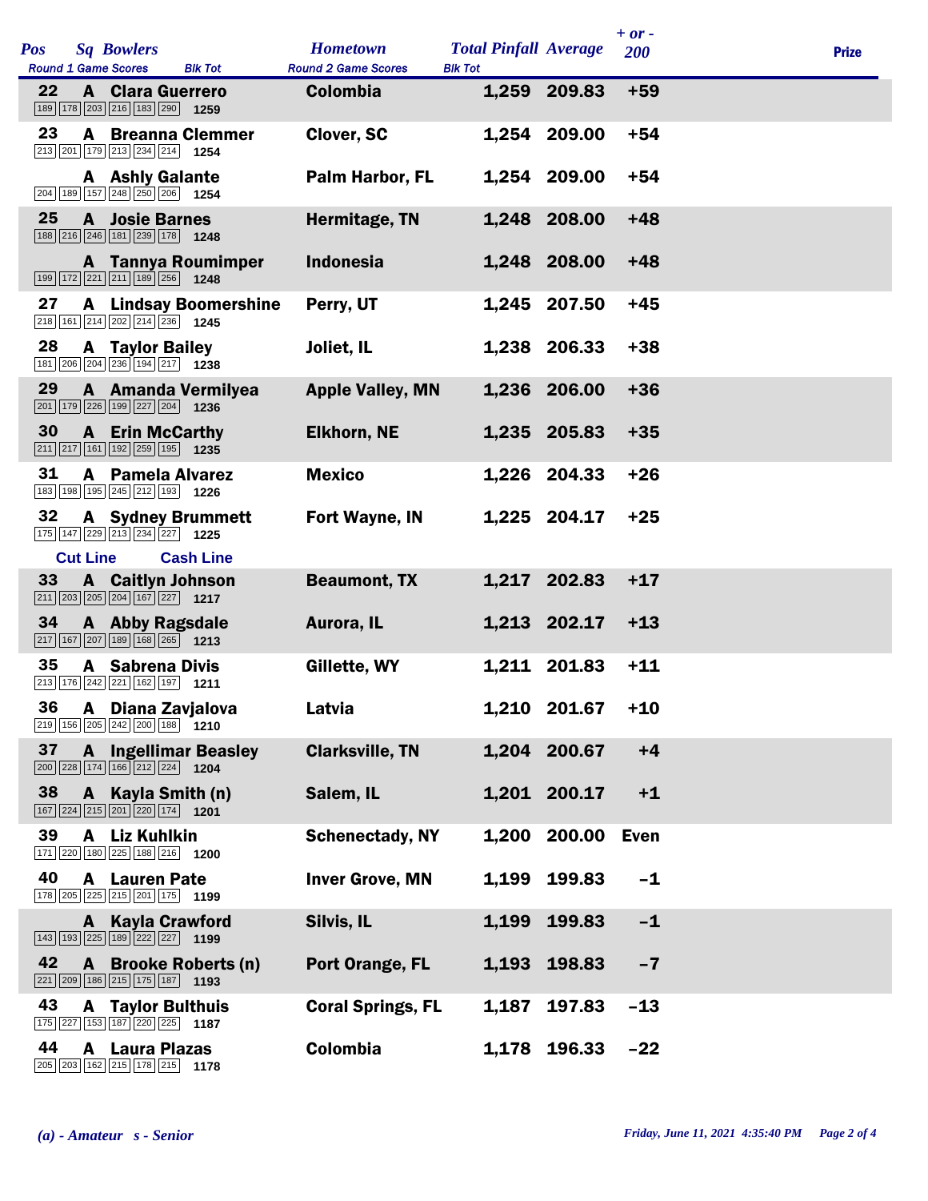| Pos | Sq | Bowlers | Round 1 Game Scores | Blk Tot | Hometown | Total Pinfall | Average | + or - 200 | Prize |
|---|---|---|---|---|---|---|---|---|---|
| 22 | A | Clara Guerrero | 189 178 203 216 183 290 | 1259 | Colombia | 1,259 | 209.83 | +59 | |
| 23 | A | Breanna Clemmer | 213 201 179 213 234 214 | 1254 | Clover, SC | 1,254 | 209.00 | +54 | |
| | A | Ashly Galante | 204 189 157 248 250 206 | 1254 | Palm Harbor, FL | 1,254 | 209.00 | +54 | |
| 25 | A | Josie Barnes | 188 216 246 181 239 178 | 1248 | Hermitage, TN | 1,248 | 208.00 | +48 | |
| | A | Tannya Roumimper | 199 172 221 211 189 256 | 1248 | Indonesia | 1,248 | 208.00 | +48 | |
| 27 | A | Lindsay Boomershine | 218 161 214 202 214 236 | 1245 | Perry, UT | 1,245 | 207.50 | +45 | |
| 28 | A | Taylor Bailey | 181 206 204 236 194 217 | 1238 | Joliet, IL | 1,238 | 206.33 | +38 | |
| 29 | A | Amanda Vermilyea | 201 179 226 199 227 204 | 1236 | Apple Valley, MN | 1,236 | 206.00 | +36 | |
| 30 | A | Erin McCarthy | 211 217 161 192 259 195 | 1235 | Elkhorn, NE | 1,235 | 205.83 | +35 | |
| 31 | A | Pamela Alvarez | 183 198 195 245 212 193 | 1226 | Mexico | 1,226 | 204.33 | +26 | |
| 32 | A | Sydney Brummett | 175 147 229 213 234 227 | 1225 | Fort Wayne, IN | 1,225 | 204.17 | +25 | |
| **Cut Line** | | **Cash Line** | | | | | | | |
| 33 | A | Caitlyn Johnson | 211 203 205 204 167 227 | 1217 | Beaumont, TX | 1,217 | 202.83 | +17 | |
| 34 | A | Abby Ragsdale | 217 167 207 189 168 265 | 1213 | Aurora, IL | 1,213 | 202.17 | +13 | |
| 35 | A | Sabrena Divis | 213 176 242 221 162 197 | 1211 | Gillette, WY | 1,211 | 201.83 | +11 | |
| 36 | A | Diana Zavjalova | 219 156 205 242 200 188 | 1210 | Latvia | 1,210 | 201.67 | +10 | |
| 37 | A | Ingellimar Beasley | 200 228 174 166 212 224 | 1204 | Clarksville, TN | 1,204 | 200.67 | +4 | |
| 38 | A | Kayla Smith (n) | 167 224 215 201 220 174 | 1201 | Salem, IL | 1,201 | 200.17 | +1 | |
| 39 | A | Liz Kuhlkin | 171 220 180 225 188 216 | 1200 | Schenectady, NY | 1,200 | 200.00 | Even | |
| 40 | A | Lauren Pate | 178 205 225 215 201 175 | 1199 | Inver Grove, MN | 1,199 | 199.83 | -1 | |
| | A | Kayla Crawford | 143 193 225 189 222 227 | 1199 | Silvis, IL | 1,199 | 199.83 | -1 | |
| 42 | A | Brooke Roberts (n) | 221 209 186 215 175 187 | 1193 | Port Orange, FL | 1,193 | 198.83 | -7 | |
| 43 | A | Taylor Bulthuis | 175 227 153 187 220 225 | 1187 | Coral Springs, FL | 1,187 | 197.83 | -13 | |
| 44 | A | Laura Plazas | 205 203 162 215 178 215 | 1178 | Colombia | 1,178 | 196.33 | -22 | |

*(a) - Amateur s - Senior*

*Friday, June 11, 2021 4:35:40 PM*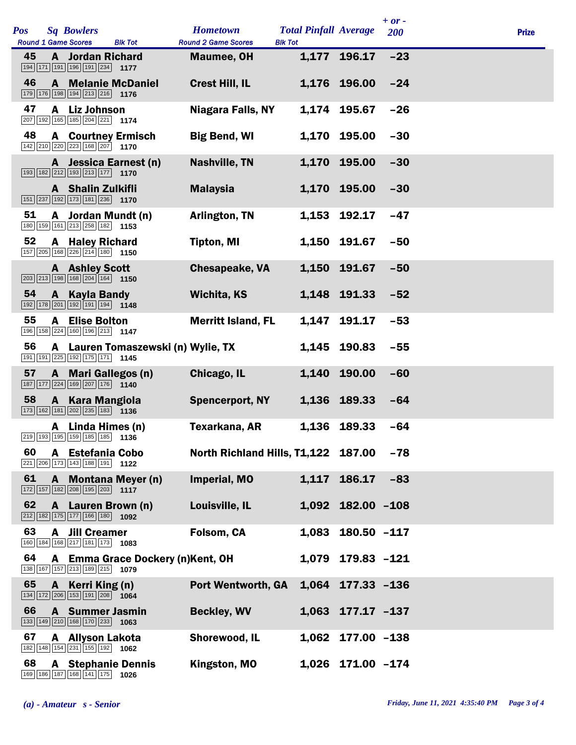| Pos | Sq | Bowlers | Hometown | Total Pinfall | Average | + or - 200 | Prize |
|---|---|---|---|---|---|---|---|
| Round 1 Game Scores | | Blk Tot | Round 2 Game Scores | Blk Tot | | | |
| 45 | A | Jordan Richard | Maumee, OH | 1,177 | 196.17 | -23 | |
| 194 171 191 196 191 234 | | 1177 | | | | | |
| 46 | A | Melanie McDaniel | Crest Hill, IL | 1,176 | 196.00 | -24 | |
| 179 176 198 194 213 216 | | 1176 | | | | | |
| 47 | A | Liz Johnson | Niagara Falls, NY | 1,174 | 195.67 | -26 | |
| 207 192 165 185 204 221 | | 1174 | | | | | |
| 48 | A | Courtney Ermisch | Big Bend, WI | 1,170 | 195.00 | -30 | |
| 142 210 220 223 168 207 | | 1170 | | | | | |
| | A | Jessica Earnest (n) | Nashville, TN | 1,170 | 195.00 | -30 | |
| 193 182 212 193 213 177 | | 1170 | | | | | |
| | A | Shalin Zulkifli | Malaysia | 1,170 | 195.00 | -30 | |
| 151 237 192 173 181 236 | | 1170 | | | | | |
| 51 | A | Jordan Mundt (n) | Arlington, TN | 1,153 | 192.17 | -47 | |
| 180 159 161 213 258 182 | | 1153 | | | | | |
| 52 | A | Haley Richard | Tipton, MI | 1,150 | 191.67 | -50 | |
| 157 205 168 226 214 180 | | 1150 | | | | | |
| | A | Ashley Scott | Chesapeake, VA | 1,150 | 191.67 | -50 | |
| 203 213 198 168 204 164 | | 1150 | | | | | |
| 54 | A | Kayla Bandy | Wichita, KS | 1,148 | 191.33 | -52 | |
| 192 178 201 192 191 194 | | 1148 | | | | | |
| 55 | A | Elise Bolton | Merritt Island, FL | 1,147 | 191.17 | -53 | |
| 196 158 224 160 196 213 | | 1147 | | | | | |
| 56 | A | Lauren Tomaszewski (n) | Wylie, TX | 1,145 | 190.83 | -55 | |
| 191 191 225 192 175 171 | | 1145 | | | | | |
| 57 | A | Mari Gallegos (n) | Chicago, IL | 1,140 | 190.00 | -60 | |
| 187 177 224 169 207 176 | | 1140 | | | | | |
| 58 | A | Kara Mangiola | Spencerport, NY | 1,136 | 189.33 | -64 | |
| 173 162 181 202 235 183 | | 1136 | | | | | |
| | A | Linda Himes (n) | Texarkana, AR | 1,136 | 189.33 | -64 | |
| 219 193 195 159 185 185 | | 1136 | | | | | |
| 60 | A | Estefania Cobo | North Richland Hills, T | 1,122 | 187.00 | -78 | |
| 221 206 173 143 188 191 | | 1122 | | | | | |
| 61 | A | Montana Meyer (n) | Imperial, MO | 1,117 | 186.17 | -83 | |
| 172 157 182 208 195 203 | | 1117 | | | | | |
| 62 | A | Lauren Brown (n) | Louisville, IL | 1,092 | 182.00 | -108 | |
| 212 182 175 177 166 180 | | 1092 | | | | | |
| 63 | A | Jill Creamer | Folsom, CA | 1,083 | 180.50 | -117 | |
| 160 184 168 217 181 173 | | 1083 | | | | | |
| 64 | A | Emma Grace Dockery (n) | Kent, OH | 1,079 | 179.83 | -121 | |
| 138 167 157 213 189 215 | | 1079 | | | | | |
| 65 | A | Kerri King (n) | Port Wentworth, GA | 1,064 | 177.33 | -136 | |
| 134 172 206 153 191 208 | | 1064 | | | | | |
| 66 | A | Summer Jasmin | Beckley, WV | 1,063 | 177.17 | -137 | |
| 133 149 210 168 170 233 | | 1063 | | | | | |
| 67 | A | Allyson Lakota | Shorewood, IL | 1,062 | 177.00 | -138 | |
| 182 148 154 231 155 192 | | 1062 | | | | | |
| 68 | A | Stephanie Dennis | Kingston, MO | 1,026 | 171.00 | -174 | |
| 169 186 187 168 141 175 | | 1026 | | | | | |

*(a) - Amateur s - Senior*

*Friday, June 11, 2021 4:35:40 PM*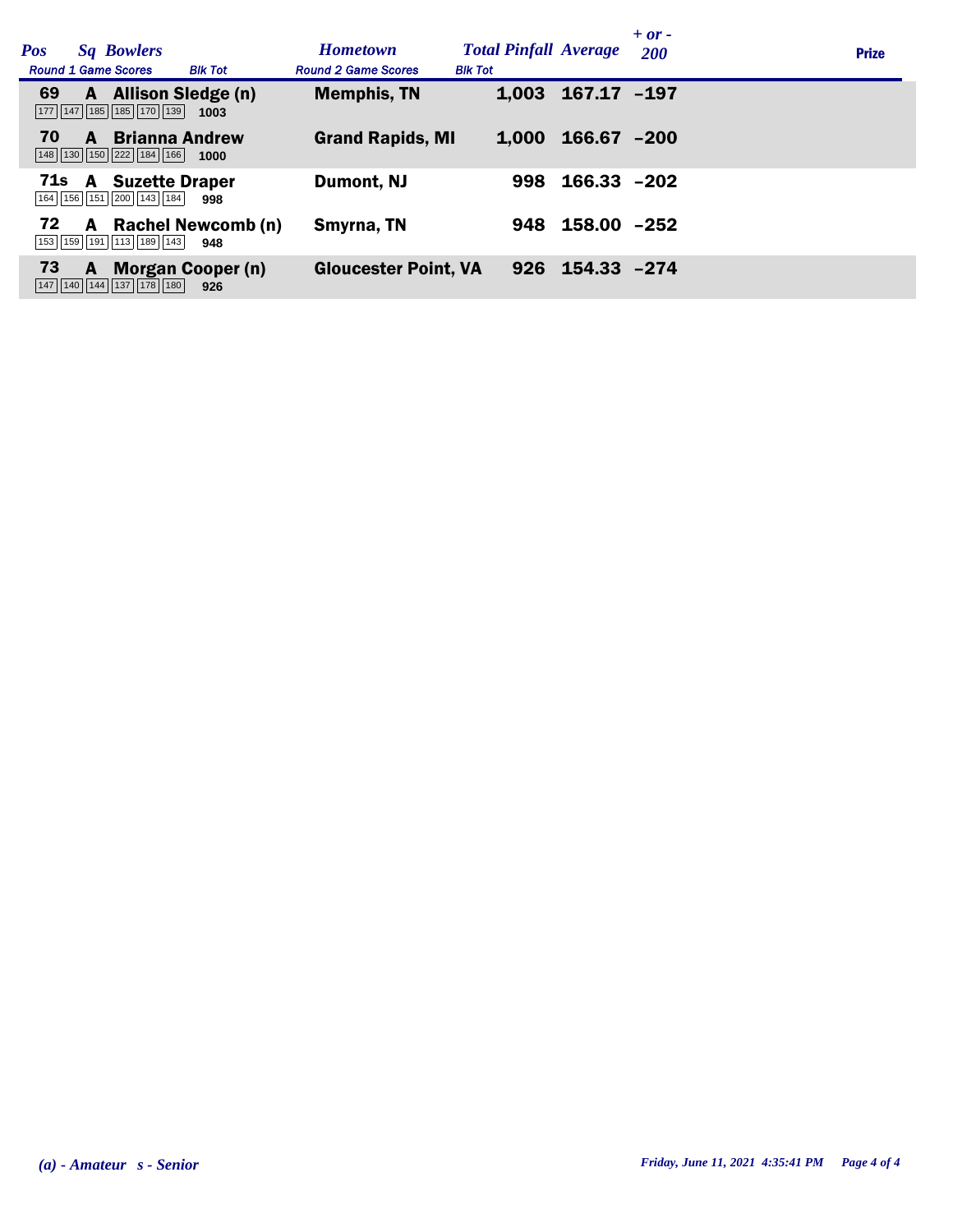| Pos | Sq | Bowlers | Hometown | Total Pinfall | Average | + or - 200 | Prize |
|---|---|---|---|---|---|---|---|
| Round 1 Game Scores | | Blk Tot | Round 2 Game Scores | Blk Tot | | | |
| 69 | A | Allison Sledge (n) | Memphis, TN | 1,003 | 167.17 | -197 | |
| 177 147 185 185 170 139 | | 1003 | | | | | |
| 70 | A | Brianna Andrew | Grand Rapids, MI | 1,000 | 166.67 | -200 | |
| 148 130 150 222 184 166 | | 1000 | | | | | |
| 71s | A | Suzette Draper | Dumont, NJ | 998 | 166.33 | -202 | |
| 164 156 151 200 143 184 | | 998 | | | | | |
| 72 | A | Rachel Newcomb (n) | Smyrna, TN | 948 | 158.00 | -252 | |
| 153 159 191 113 189 143 | | 948 | | | | | |
| 73 | A | Morgan Cooper (n) | Gloucester Point, VA | 926 | 154.33 | -274 | |
| 147 140 144 137 178 180 | | 926 | | | | | |

*(a) - Amateur   s - Senior*

*Friday, June 11, 2021 4:35:41 PM*